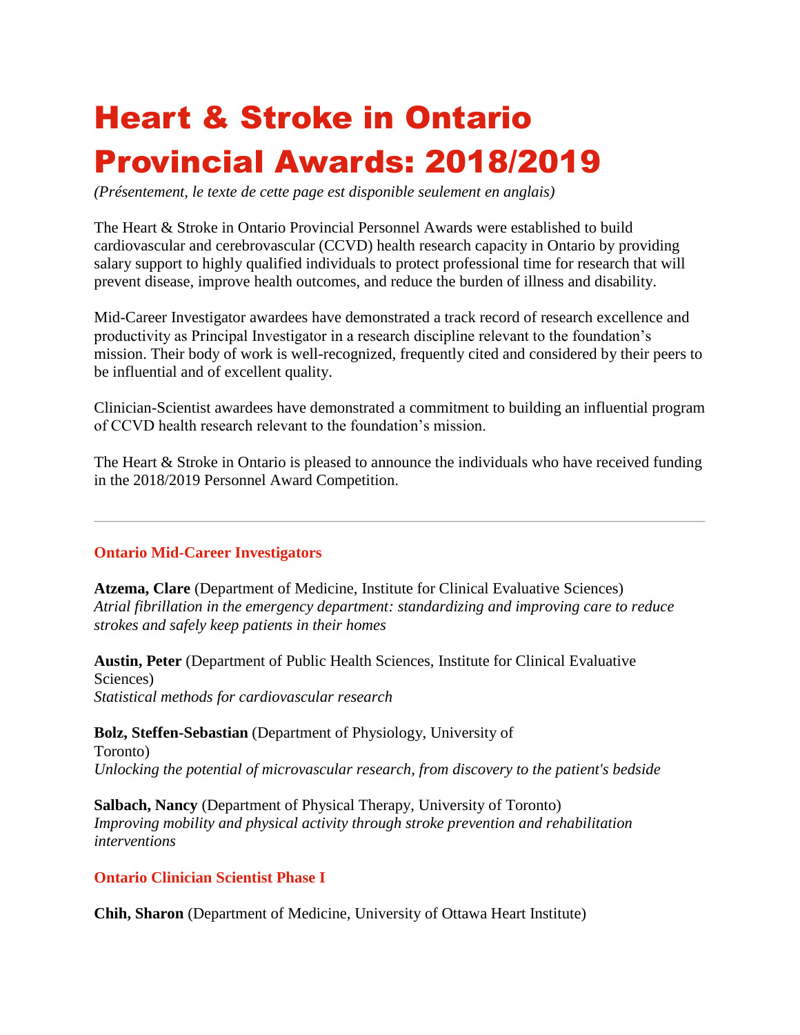# Heart & Stroke in Ontario Provincial Awards: 2018/2019

*(Présentement, le texte de cette page est disponible seulement en anglais)*

The Heart & Stroke in Ontario Provincial Personnel Awards were established to build cardiovascular and cerebrovascular (CCVD) health research capacity in Ontario by providing salary support to highly qualified individuals to protect professional time for research that will prevent disease, improve health outcomes, and reduce the burden of illness and disability.

Mid-Career Investigator awardees have demonstrated a track record of research excellence and productivity as Principal Investigator in a research discipline relevant to the foundation's mission. Their body of work is well-recognized, frequently cited and considered by their peers to be influential and of excellent quality.

Clinician-Scientist awardees have demonstrated a commitment to building an influential program of CCVD health research relevant to the foundation's mission.

The Heart & Stroke in Ontario is pleased to announce the individuals who have received funding in the 2018/2019 Personnel Award Competition.

---

### Ontario Mid-Career Investigators

**Atzema, Clare** (Department of Medicine, Institute for Clinical Evaluative Sciences)
*Atrial fibrillation in the emergency department: standardizing and improving care to reduce strokes and safely keep patients in their homes*

**Austin, Peter** (Department of Public Health Sciences, Institute for Clinical Evaluative Sciences)
*Statistical methods for cardiovascular research*

**Bolz, Steffen-Sebastian** (Department of Physiology, University of Toronto)
*Unlocking the potential of microvascular research, from discovery to the patient's bedside*

**Salbach, Nancy** (Department of Physical Therapy, University of Toronto)
*Improving mobility and physical activity through stroke prevention and rehabilitation interventions*

### Ontario Clinician Scientist Phase I

**Chih, Sharon** (Department of Medicine, University of Ottawa Heart Institute)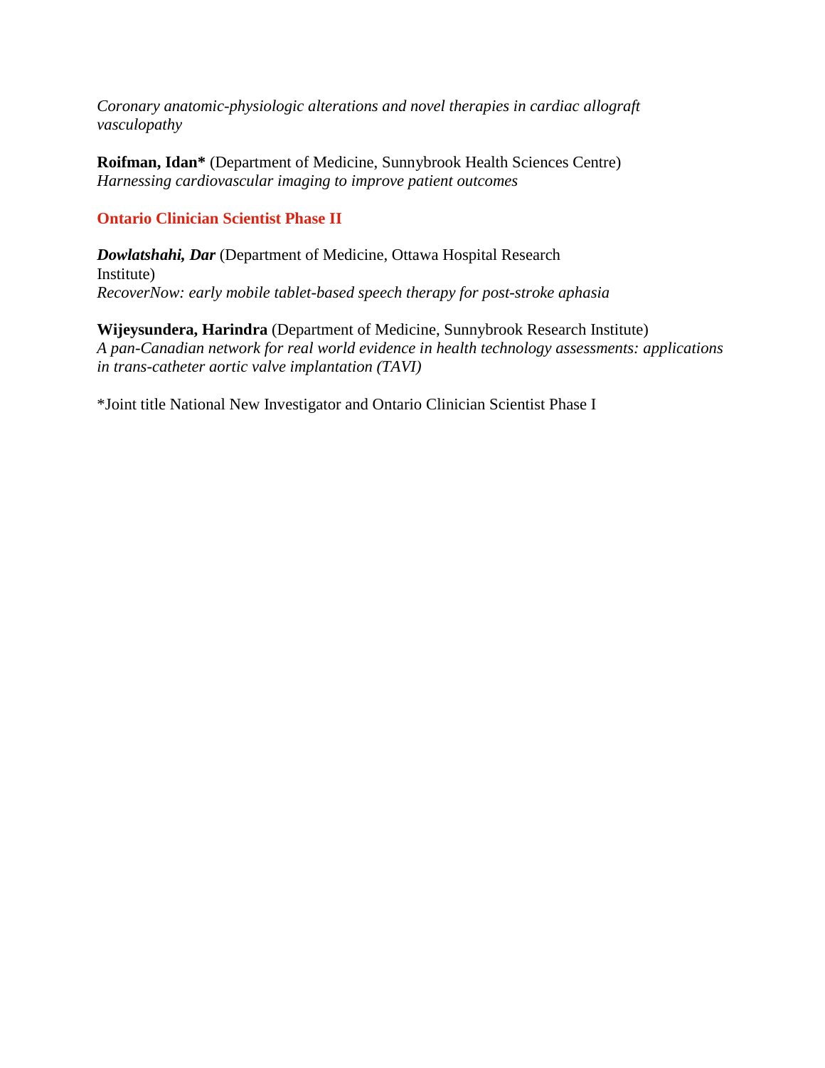*Coronary anatomic-physiologic alterations and novel therapies in cardiac allograft vasculopathy*

**Roifman, Idan*** (Department of Medicine, Sunnybrook Health Sciences Centre)
*Harnessing cardiovascular imaging to improve patient outcomes*

### Ontario Clinician Scientist Phase II

***Dowlatshahi, Dar*** (Department of Medicine, Ottawa Hospital Research Institute)
*RecoverNow: early mobile tablet-based speech therapy for post-stroke aphasia*

**Wijeysundera, Harindra** (Department of Medicine, Sunnybrook Research Institute)
*A pan-Canadian network for real world evidence in health technology assessments: applications in trans-catheter aortic valve implantation (TAVI)*

*Joint title National New Investigator and Ontario Clinician Scientist Phase I